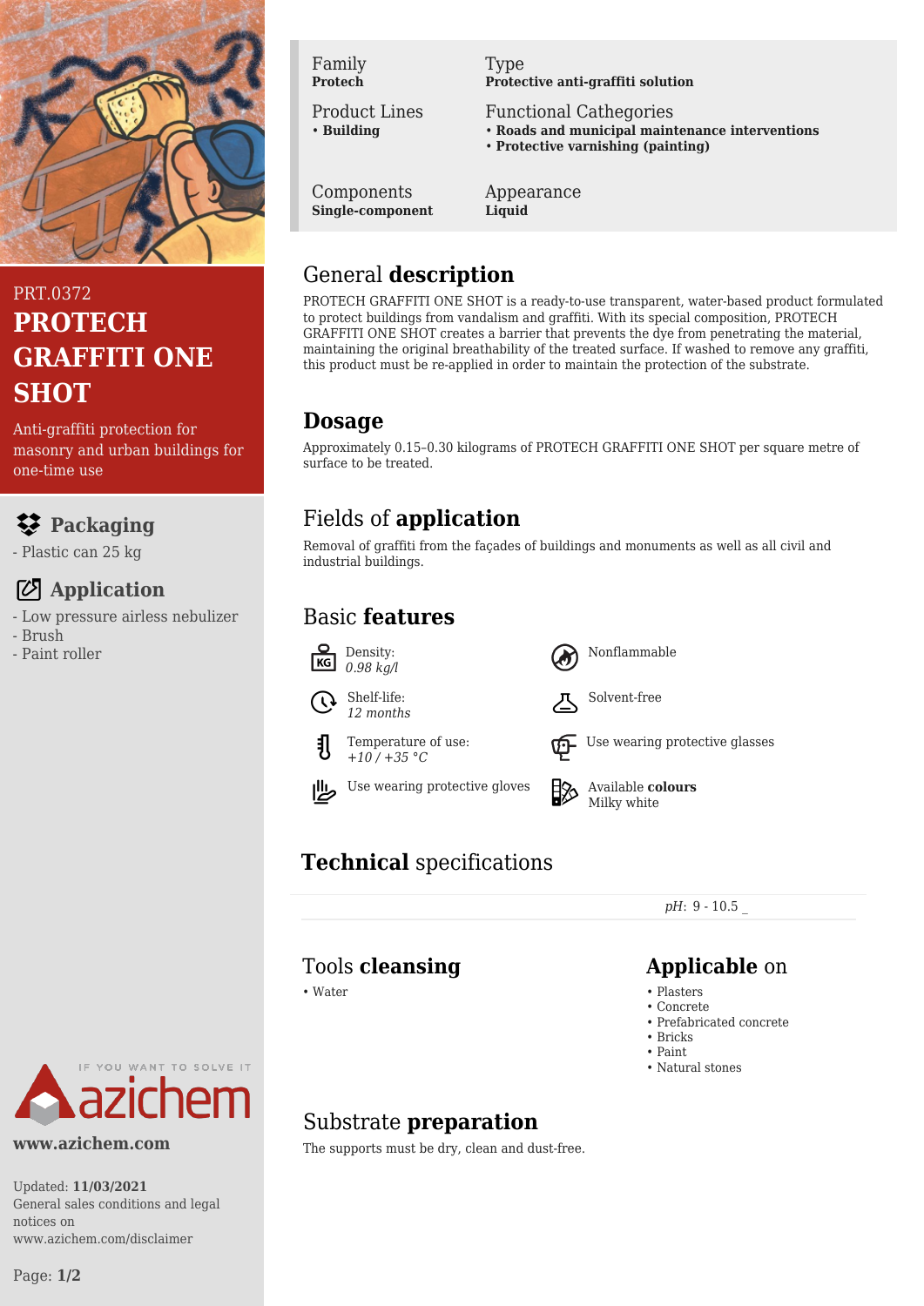PRT.0372

# PROTECH GRAFFITI ONE SHOT

Anti-graffiti protection for masonry and urban buildings for one-time use

## Packaging

- Plastic can 25 kg

## Application

- Low pressure airless nebulizer
- Brush
- Paint roller

| Family | Type |
|---|---|
| **Protech** | **Protective anti-graffiti solution** |
| Product Lines | Functional Cathegories |
| • **Building** | • **Roads and municipal maintenance interventions**<br>• **Protective varnishing (painting)** |
| Components | Appearance |
| **Single-component** | **Liquid** |

## General **description**

PROTECH GRAFFITI ONE SHOT is a ready-to-use transparent, water-based product formulated to protect buildings from vandalism and graffiti. With its special composition, PROTECH GRAFFITI ONE SHOT creates a barrier that prevents the dye from penetrating the material, maintaining the original breathability of the treated surface. If washed to remove any graffiti, this product must be re-applied in order to maintain the protection of the substrate.

## **Dosage**

Approximately 0.15–0.30 kilograms of PROTECH GRAFFITI ONE SHOT per square metre of surface to be treated.

## Fields of **application**

Removal of graffiti from the façades of buildings and monuments as well as all civil and industrial buildings.

## Basic **features**

- Density: *0.98 kg/l*
- Shelf-life: *12 months*
- Temperature of use: *+10 / +35 °C*
- Use wearing protective gloves
- Nonflammable
- Solvent-free
- Use wearing protective glasses
- Available **colours** Milky white

## **Technical** specifications

*pH*: 9 - 10.5 _

## Tools **cleansing**

- Water

## **Applicable** on

- Plasters
- Concrete
- Prefabricated concrete
- Bricks
- Paint
- Natural stones

## Substrate **preparation**

The supports must be dry, clean and dust-free.

IF YOU WANT TO SOLVE IT azichem

www.azichem.com

Updated: **11/03/2021**
General sales conditions and legal notices on www.azichem.com/disclaimer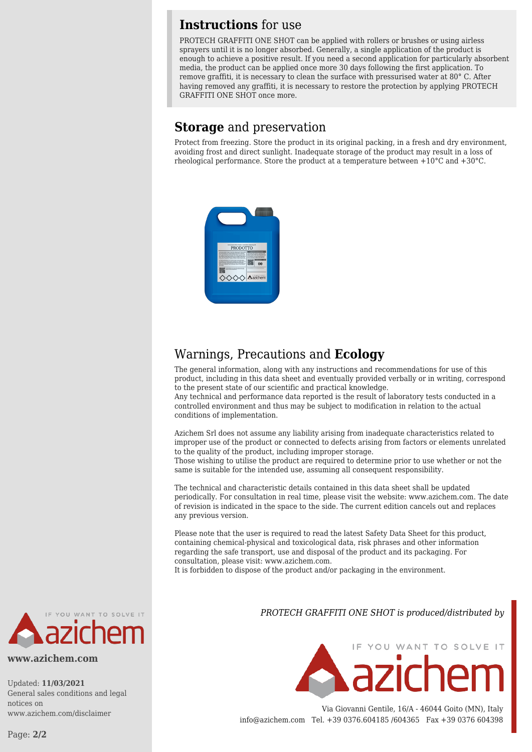## **Instructions** for use

PROTECH GRAFFITI ONE SHOT can be applied with rollers or brushes or using airless sprayers until it is no longer absorbed. Generally, a single application of the product is enough to achieve a positive result. If you need a second application for particularly absorbent media, the product can be applied once more 30 days following the first application. To remove graffiti, it is necessary to clean the surface with pressurised water at 80° C. After having removed any graffiti, it is necessary to restore the protection by applying PROTECH GRAFFITI ONE SHOT once more.

## **Storage** and preservation

Protect from freezing. Store the product in its original packing, in a fresh and dry environment, avoiding frost and direct sunlight. Inadequate storage of the product may result in a loss of rheological performance. Store the product at a temperature between +10°C and +30°C.

## Warnings, Precautions and **Ecology**

The general information, along with any instructions and recommendations for use of this product, including in this data sheet and eventually provided verbally or in writing, correspond to the present state of our scientific and practical knowledge.
Any technical and performance data reported is the result of laboratory tests conducted in a controlled environment and thus may be subject to modification in relation to the actual conditions of implementation.

Azichem Srl does not assume any liability arising from inadequate characteristics related to improper use of the product or connected to defects arising from factors or elements unrelated to the quality of the product, including improper storage.
Those wishing to utilise the product are required to determine prior to use whether or not the same is suitable for the intended use, assuming all consequent responsibility.

The technical and characteristic details contained in this data sheet shall be updated periodically. For consultation in real time, please visit the website: www.azichem.com. The date of revision is indicated in the space to the side. The current edition cancels out and replaces any previous version.

Please note that the user is required to read the latest Safety Data Sheet for this product, containing chemical-physical and toxicological data, risk phrases and other information regarding the safe transport, use and disposal of the product and its packaging. For consultation, please visit: www.azichem.com.
It is forbidden to dispose of the product and/or packaging in the environment.

*PROTECH GRAFFITI ONE SHOT is produced/distributed by*

IF YOU WANT TO SOLVE IT
azichem

Via Giovanni Gentile, 16/A - 46044 Goito (MN), Italy
info@azichem.com Tel. +39 0376.604185 /604365 Fax +39 0376 604398

IF YOU WANT TO SOLVE IT
azichem

**www.azichem.com**

Updated: **11/03/2021**
General sales conditions and legal notices on www.azichem.com/disclaimer